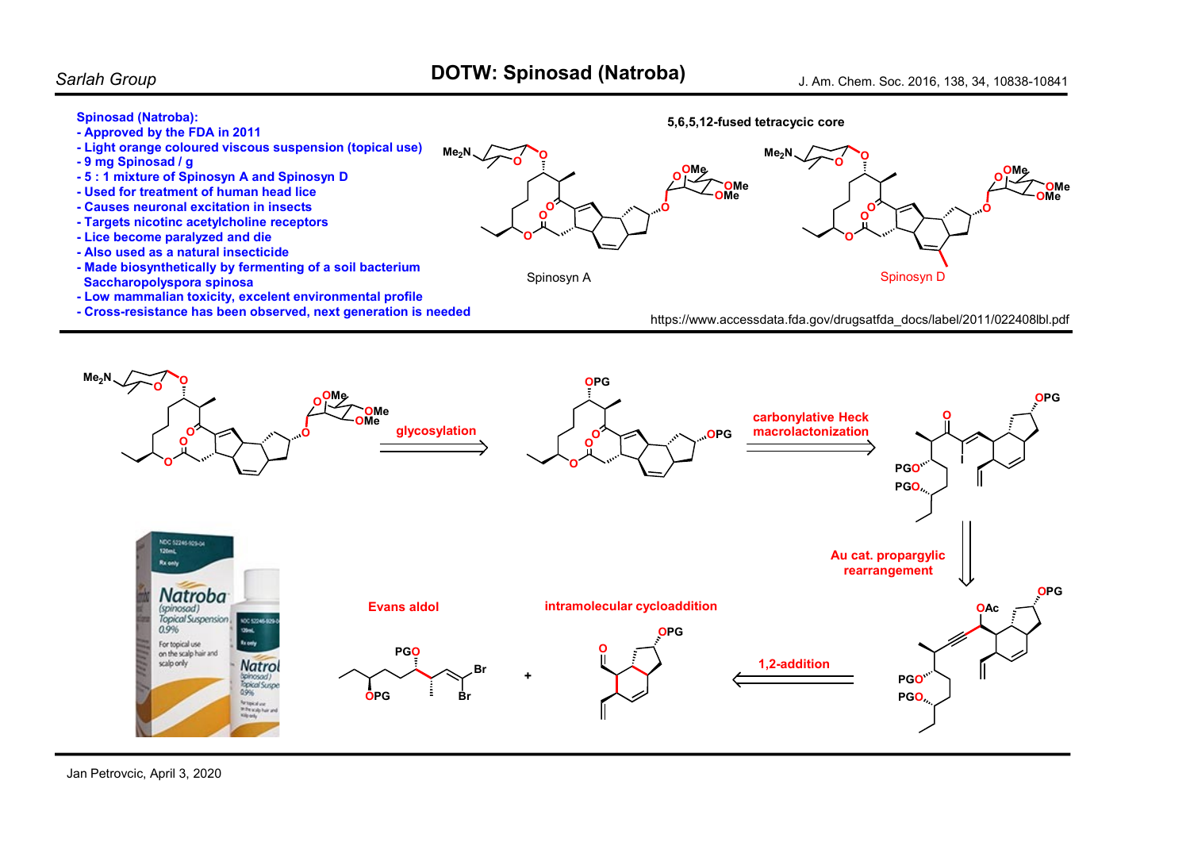# DOTW: Spinosad (Natroba)

Sarlah Group

J. Am. Chem. Soc. 2016, 138, 34, 10838-10841

**Spinosad (Natroba):**

- Approved by the FDA in 2011
- Light orange coloured viscous suspension (topical use)
- 9 mg Spinosad / g
- 5 : 1 mixture of Spinosyn A and Spinosyn D
- Used for treatment of human head lice
- Causes neuronal excitation in insects
- Targets nicotinc acetylcholine receptors
- Lice become paralyzed and die
- Also used as a natural insecticide
- Made biosynthetically by fermenting of a soil bacterium *Saccharopolyspora spinosa*
- Low mammalian toxicity, excelent environmental profile
- Cross-resistance has been observed, next generation is needed

5,6,5,12-fused tetracycic core

Spinosyn A

Spinosyn D

https://www.accessdata.fda.gov/drugsatfda_docs/label/2011/022408lbl.pdf

glycosylation

carbonylative Heck macrolactonization

Au cat. propargylic rearrangement

1,2-addition

intramolecular cycloaddition

Evans aldol

Jan Petrovcic, April 3, 2020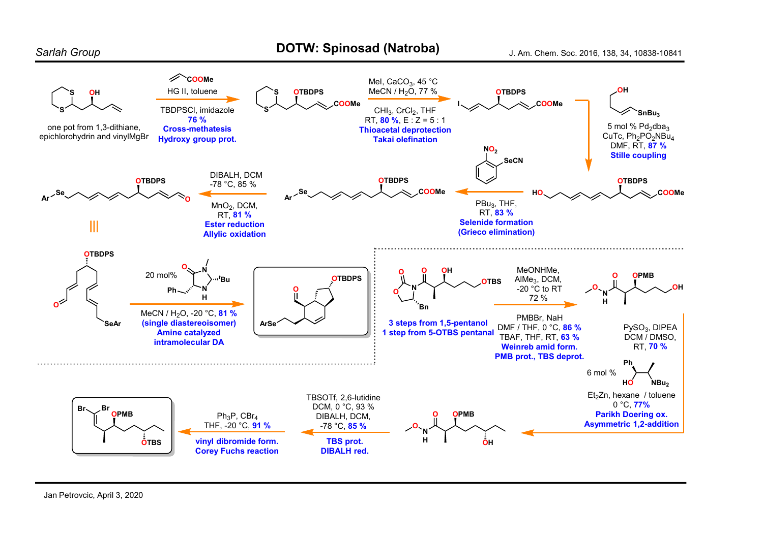# DOTW: Spinosad (Natroba)

Sarlah Group

J. Am. Chem. Soc. 2016, 138, 34, 10838-10841

one pot from 1,3-dithiane, epichlorohydrin and vinylMgBr

COOMe, HG II, toluene
TBDPSCl, imidazole
76 %
**Cross-methatesis**
**Hydroxy group prot.**

MeI, $CaCO_3$, 45 °C
MeCN / $H_2O$, 77 %
$CHI_3$, $CrCl_2$, THF
RT, 80 %, E : Z = 5 : 1
**Thioacetal deprotection**
**Takai olefination**

5 mol % $Pd_2dba_3$
CuTc, $Ph_2PO_2NBu_4$
DMF, RT, 87 %
**Stille coupling**

$PBu_3$, THF,
RT, 83 %
**Selenide formation**
**(Grieco elimination)**

DIBALH, DCM
-78 °C, 85 %
$MnO_2$, DCM,
RT, 81 %
**Ester reduction**
**Allylic oxidation**

20 mol% (imidazolidinone catalyst)
MeCN / $H_2O$, -20 °C, 81 %
**(single diastereoisomer)**
**Amine catalyzed**
**intramolecular DA**

3 steps from 1,5-pentanol
1 step from 5-OTBS pentanal

MeONHMe,
$AlMe_3$, DCM,
-20 °C to RT
72 %
PMBBr, NaH
DMF / THF, 0 °C, 86 %
TBAF, THF, RT, 63 %
**Weinreb amid form.**
**PMB prot., TBS deprot.**

$PySO_3$, DIPEA
DCM / DMSO,
RT, 70 %
6 mol %
$Et_2Zn$, hexane / toluene
0 °C, 77%
**Parikh Doering ox.**
**Asymmetric 1,2-addition**

TBSOTf, 2,6-lutidine
DCM, 0 °C, 93 %
DIBALH, DCM,
-78 °C, 85 %
**TBS prot.**
**DIBALH red.**

$Ph_3P$, $CBr_4$
THF, -20 °C, 91 %
**vinyl dibromide form.**
**Corey Fuchs reaction**

Jan Petrovcic, April 3, 2020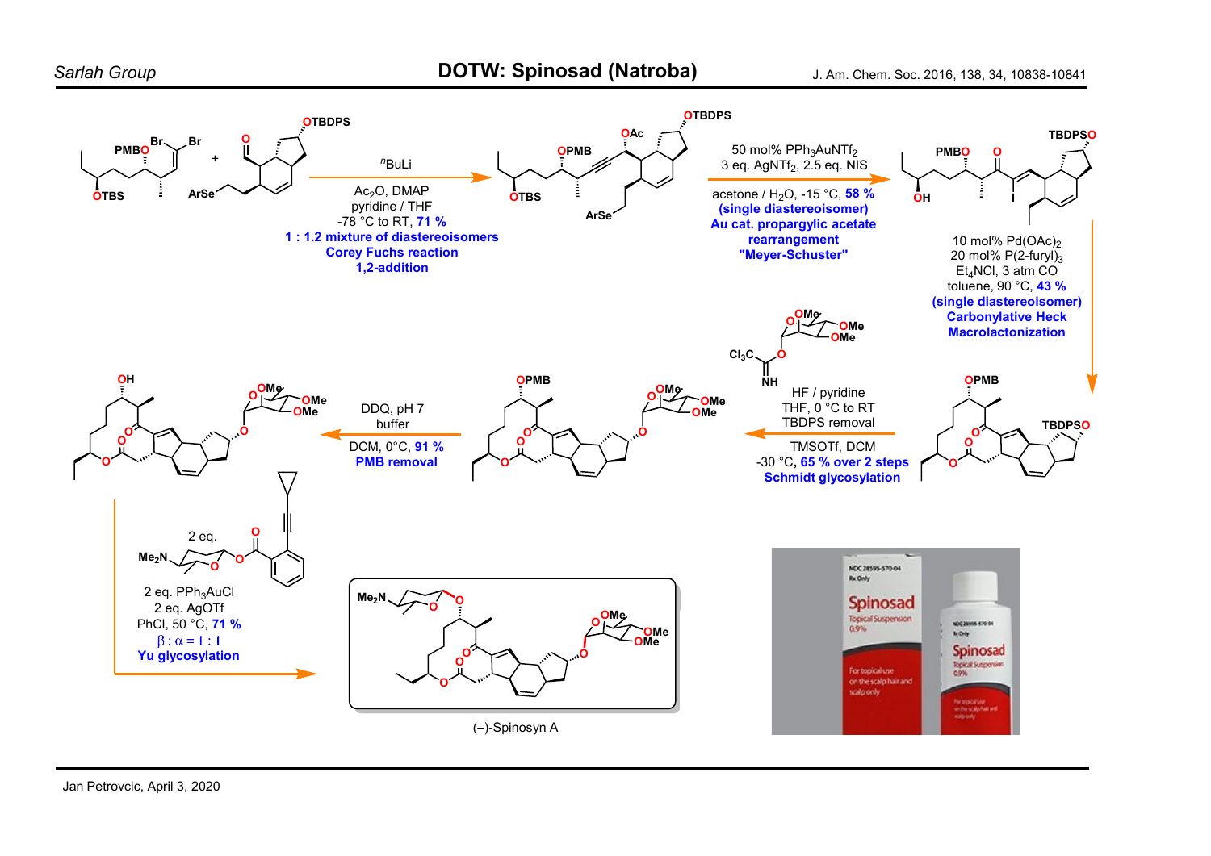Sarlah Group

# DOTW: Spinosad (Natroba)

J. Am. Chem. Soc. 2016, 138, 34, 10838-10841

$^{n}$BuLi

$Ac_2O$, DMAP
pyridine / THF
-78 °C to RT, **71 %**
**1 : 1.2 mixture of diastereoisomers**
**Corey Fuchs reaction**
**1,2-addition**

50 mol% $PPh_3AuNTf_2$
3 eq. $AgNTf_2$, 2.5 eq. NIS

acetone / $H_2O$, -15 °C, **58 %**
**(single diastereoisomer)**
**Au cat. propargylic acetate rearrangement**
**"Meyer-Schuster"**

10 mol% $Pd(OAc)_2$
20 mol% $P(2\text{-furyl})_3$
$Et_4NCl$, 3 atm CO
toluene, 90 °C, **43 %**
**(single diastereoisomer)**
**Carbonylative Heck Macrolactonization**

HF / pyridine
THF, 0 °C to RT
TBDPS removal

TMSOTf, DCM
-30 °C, **65 % over 2 steps**
**Schmidt glycosylation**

DDQ, pH 7 buffer

DCM, 0°C, **91 %**
**PMB removal**

2 eq.

2 eq. $PPh_3AuCl$
2 eq. AgOTf
PhCl, 50 °C, **71 %**
**β : α = 1 : 1**
**Yu glycosylation**

(–)-Spinosyn A

Spinosad Topical Suspension 0.9%

Jan Petrovcic, April 3, 2020